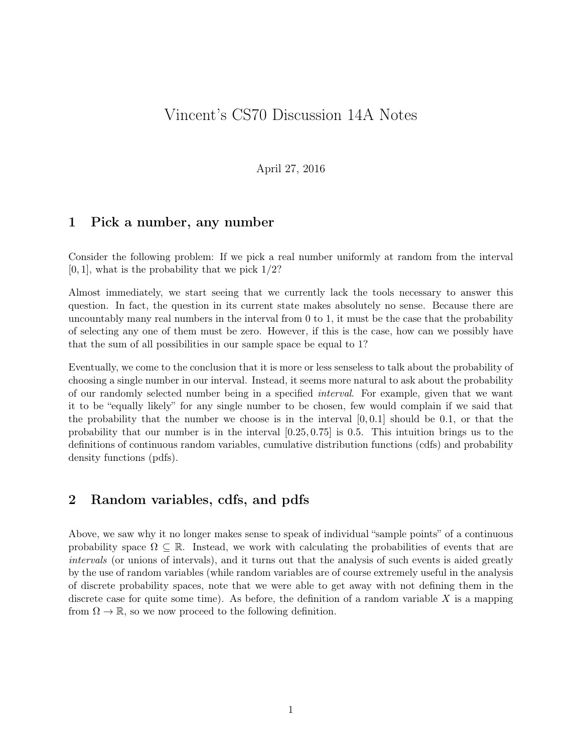# Vincent's CS70 Discussion 14A Notes

April 27, 2016

## 1 Pick a number, any number

Consider the following problem: If we pick a real number uniformly at random from the interval $[0, 1]$, what is the probability that we pick $1/2$?

Almost immediately, we start seeing that we currently lack the tools necessary to answer this question. In fact, the question in its current state makes absolutely no sense. Because there are uncountably many real numbers in the interval from 0 to 1, it must be the case that the probability of selecting any one of them must be zero. However, if this is the case, how can we possibly have that the sum of all possibilities in our sample space be equal to 1?

Eventually, we come to the conclusion that it is more or less senseless to talk about the probability of choosing a single number in our interval. Instead, it seems more natural to ask about the probability of our randomly selected number being in a specified *interval*. For example, given that we want it to be "equally likely" for any single number to be chosen, few would complain if we said that the probability that the number we choose is in the interval $[0, 0.1]$ should be 0.1, or that the probability that our number is in the interval $[0.25, 0.75]$ is 0.5. This intuition brings us to the definitions of continuous random variables, cumulative distribution functions (cdfs) and probability density functions (pdfs).

## 2 Random variables, cdfs, and pdfs

Above, we saw why it no longer makes sense to speak of individual "sample points" of a continuous probability space $\Omega \subseteq \mathbb{R}$. Instead, we work with calculating the probabilities of events that are *intervals* (or unions of intervals), and it turns out that the analysis of such events is aided greatly by the use of random variables (while random variables are of course extremely useful in the analysis of discrete probability spaces, note that we were able to get away with not defining them in the discrete case for quite some time). As before, the definition of a random variable $X$ is a mapping from $\Omega \to \mathbb{R}$, so we now proceed to the following definition.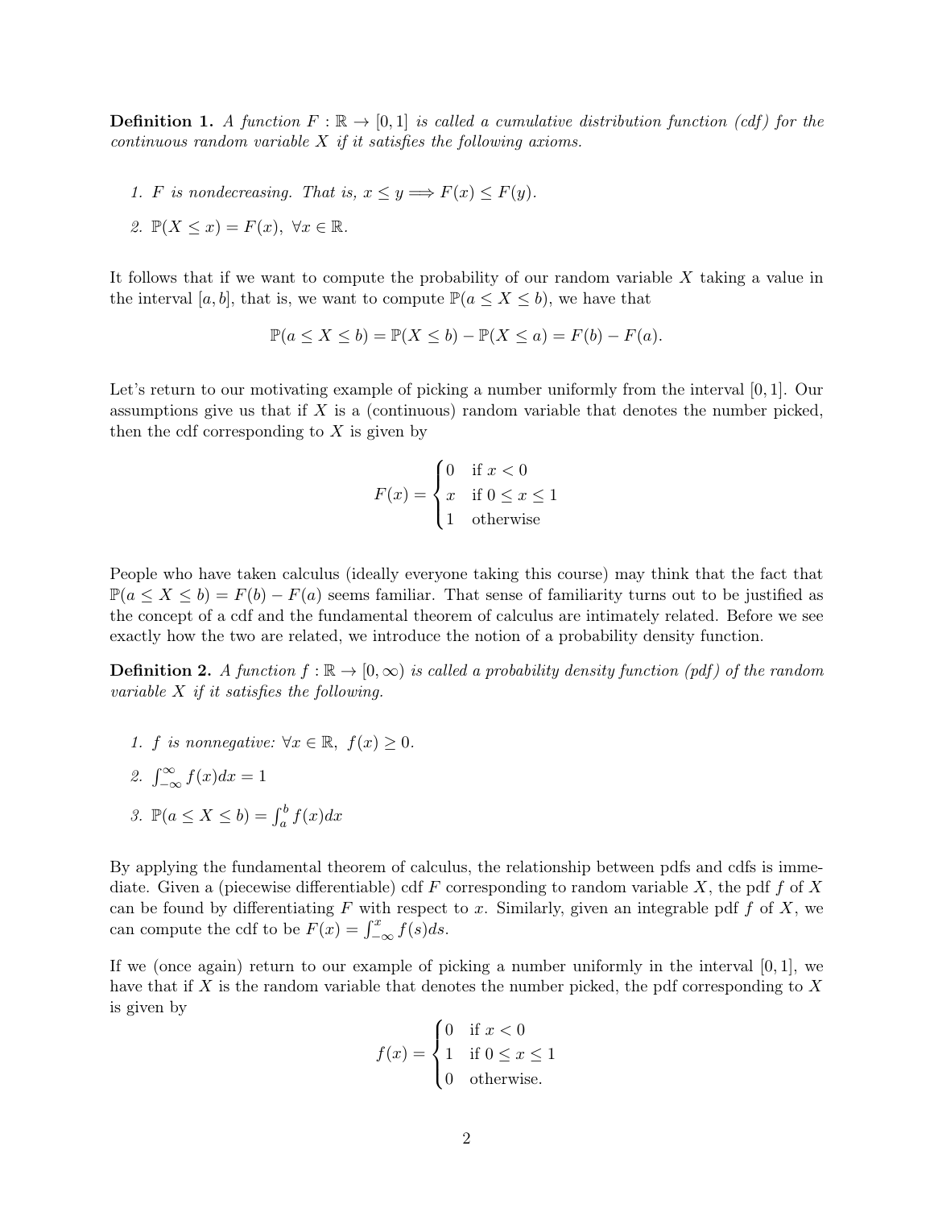**Definition 1.** *A function $F : \mathbb{R} \to [0, 1]$ is called a cumulative distribution function (cdf) for the continuous random variable $X$ if it satisfies the following axioms.*

1. *$F$ is nondecreasing. That is, $x \leq y \implies F(x) \leq F(y)$.*
2. *$\mathbb{P}(X \leq x) = F(x), \ \forall x \in \mathbb{R}$.*

It follows that if we want to compute the probability of our random variable $X$ taking a value in the interval $[a, b]$, that is, we want to compute $\mathbb{P}(a \leq X \leq b)$, we have that

$$\mathbb{P}(a \leq X \leq b) = \mathbb{P}(X \leq b) - \mathbb{P}(X \leq a) = F(b) - F(a).$$

Let's return to our motivating example of picking a number uniformly from the interval $[0, 1]$. Our assumptions give us that if $X$ is a (continuous) random variable that denotes the number picked, then the cdf corresponding to $X$ is given by

$$F(x) = \begin{cases} 0 & \text{if } x < 0 \\ x & \text{if } 0 \leq x \leq 1 \\ 1 & \text{otherwise} \end{cases}$$

People who have taken calculus (ideally everyone taking this course) may think that the fact that $\mathbb{P}(a \leq X \leq b) = F(b) - F(a)$ seems familiar. That sense of familiarity turns out to be justified as the concept of a cdf and the fundamental theorem of calculus are intimately related. Before we see exactly how the two are related, we introduce the notion of a probability density function.

**Definition 2.** *A function $f : \mathbb{R} \to [0, \infty)$ is called a probability density function (pdf) of the random variable $X$ if it satisfies the following.*

1. *$f$ is nonnegative: $\forall x \in \mathbb{R}, \ f(x) \geq 0$.*
2. *$\int_{-\infty}^{\infty} f(x)dx = 1$*
3. *$\mathbb{P}(a \leq X \leq b) = \int_a^b f(x)dx$*

By applying the fundamental theorem of calculus, the relationship between pdfs and cdfs is immediate. Given a (piecewise differentiable) cdf $F$ corresponding to random variable $X$, the pdf $f$ of $X$ can be found by differentiating $F$ with respect to $x$. Similarly, given an integrable pdf $f$ of $X$, we can compute the cdf to be $F(x) = \int_{-\infty}^{x} f(s)ds$.

If we (once again) return to our example of picking a number uniformly in the interval $[0, 1]$, we have that if $X$ is the random variable that denotes the number picked, the pdf corresponding to $X$ is given by

$$f(x) = \begin{cases} 0 & \text{if } x < 0 \\ 1 & \text{if } 0 \leq x \leq 1 \\ 0 & \text{otherwise.} \end{cases}$$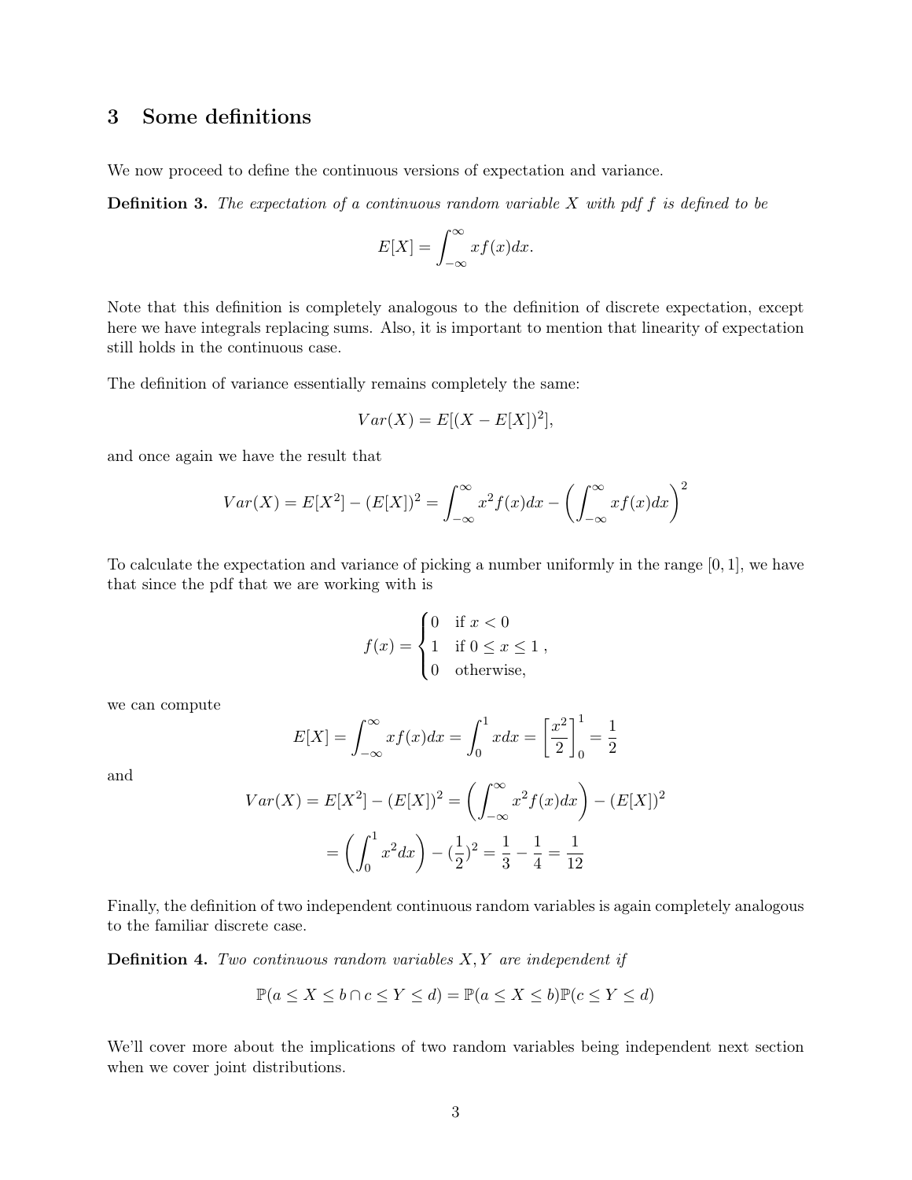## 3 Some definitions

We now proceed to define the continuous versions of expectation and variance.

**Definition 3.** *The expectation of a continuous random variable $X$ with pdf $f$ is defined to be*

$$E[X] = \int_{-\infty}^{\infty} x f(x) dx.$$

Note that this definition is completely analogous to the definition of discrete expectation, except here we have integrals replacing sums. Also, it is important to mention that linearity of expectation still holds in the continuous case.

The definition of variance essentially remains completely the same:

$$Var(X) = E[(X - E[X])^2],$$

and once again we have the result that

$$Var(X) = E[X^2] - (E[X])^2 = \int_{-\infty}^{\infty} x^2 f(x) dx - \left( \int_{-\infty}^{\infty} x f(x) dx \right)^2$$

To calculate the expectation and variance of picking a number uniformly in the range $[0, 1]$, we have that since the pdf that we are working with is

$$f(x) = \begin{cases} 0 & \text{if } x < 0 \\ 1 & \text{if } 0 \leq x \leq 1 \\ 0 & \text{otherwise,} \end{cases}$$

we can compute

$$E[X] = \int_{-\infty}^{\infty} x f(x) dx = \int_0^1 x dx = \left[ \frac{x^2}{2} \right]_0^1 = \frac{1}{2}$$

and

$$Var(X) = E[X^2] - (E[X])^2 = \left( \int_{-\infty}^{\infty} x^2 f(x) dx \right) - (E[X])^2$$

$$= \left( \int_0^1 x^2 dx \right) - (\frac{1}{2})^2 = \frac{1}{3} - \frac{1}{4} = \frac{1}{12}$$

Finally, the definition of two independent continuous random variables is again completely analogous to the familiar discrete case.

**Definition 4.** *Two continuous random variables $X, Y$ are independent if*

$$\mathbb{P}(a \leq X \leq b \cap c \leq Y \leq d) = \mathbb{P}(a \leq X \leq b)\mathbb{P}(c \leq Y \leq d)$$

We'll cover more about the implications of two random variables being independent next section when we cover joint distributions.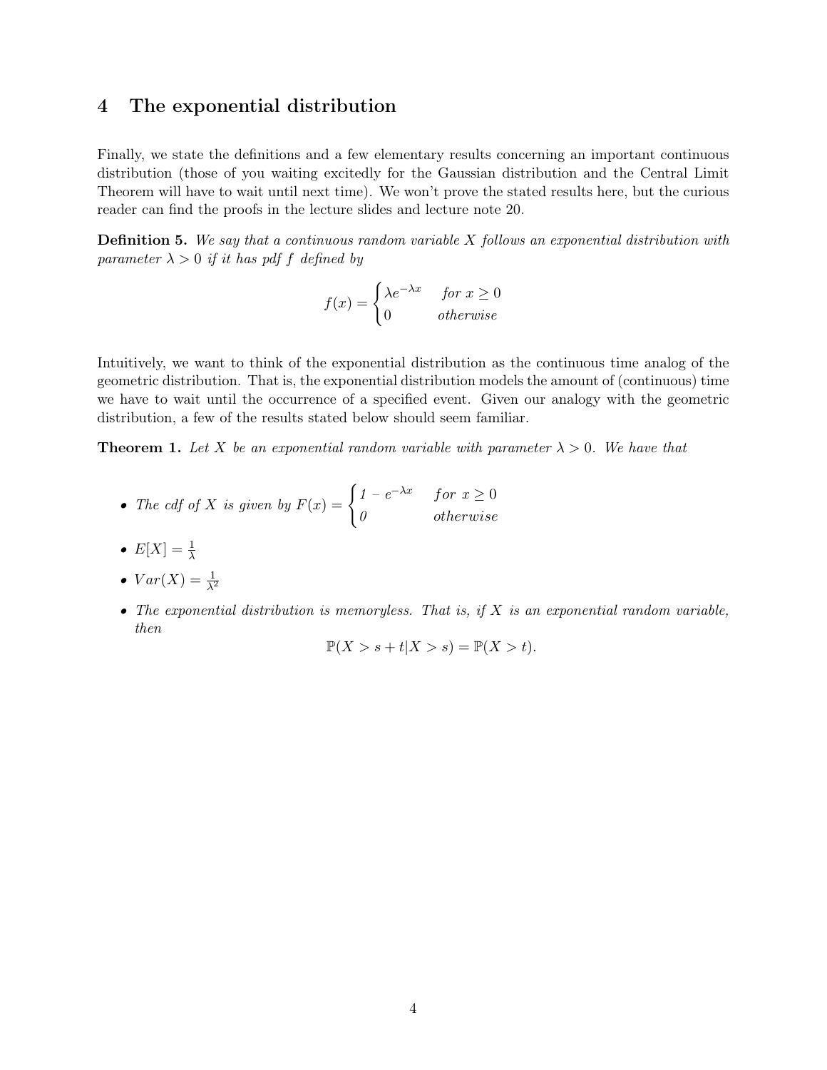## 4 The exponential distribution

Finally, we state the definitions and a few elementary results concerning an important continuous distribution (those of you waiting excitedly for the Gaussian distribution and the Central Limit Theorem will have to wait until next time). We won't prove the stated results here, but the curious reader can find the proofs in the lecture slides and lecture note 20.

**Definition 5.** *We say that a continuous random variable $X$ follows an exponential distribution with parameter $\lambda > 0$ if it has pdf $f$ defined by*

$$f(x) = \begin{cases} \lambda e^{-\lambda x} & \text{for } x \geq 0 \\ 0 & \text{otherwise} \end{cases}$$

Intuitively, we want to think of the exponential distribution as the continuous time analog of the geometric distribution. That is, the exponential distribution models the amount of (continuous) time we have to wait until the occurrence of a specified event. Given our analogy with the geometric distribution, a few of the results stated below should seem familiar.

**Theorem 1.** *Let $X$ be an exponential random variable with parameter $\lambda > 0$. We have that*

- *The cdf of $X$ is given by* $F(x) = \begin{cases} 1 - e^{-\lambda x} & \text{for } x \geq 0 \\ 0 & \text{otherwise} \end{cases}$
- $E[X] = \frac{1}{\lambda}$
- $Var(X) = \frac{1}{\lambda^2}$
- *The exponential distribution is memoryless. That is, if $X$ is an exponential random variable, then*

$$\mathbb{P}(X > s + t | X > s) = \mathbb{P}(X > t).$$